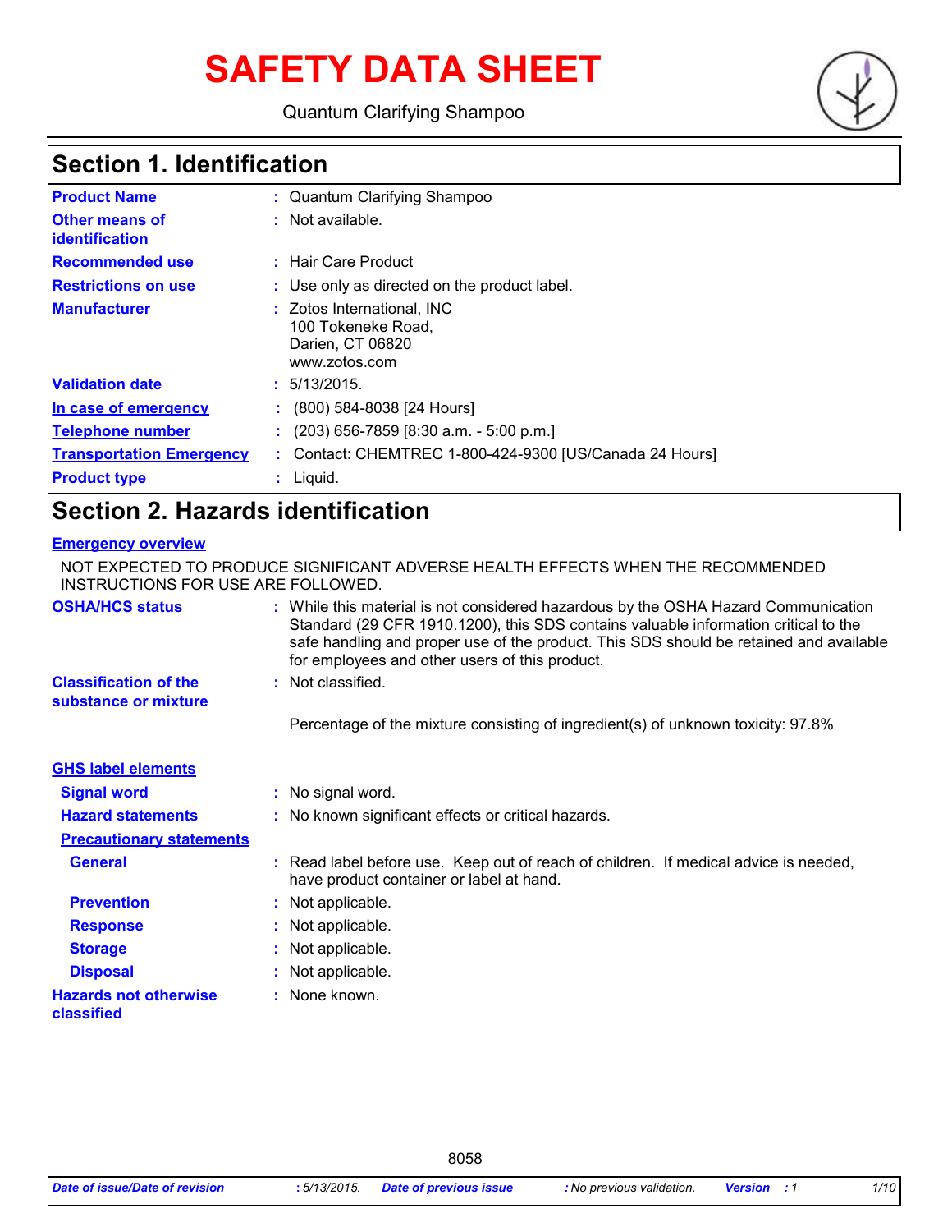# SAFETY DATA SHEET

Quantum Clarifying Shampoo

## Section 1. Identification

| | |
|---|---|
| **Product Name** | : Quantum Clarifying Shampoo |
| **Other means of identification** | : Not available. |
| **Recommended use** | : Hair Care Product |
| **Restrictions on use** | : Use only as directed on the product label. |
| **Manufacturer** | : Zotos International, INC<br>100 Tokeneke Road,<br>Darien, CT 06820<br>www.zotos.com |
| **Validation date** | : 5/13/2015. |
| **In case of emergency** | : (800) 584-8038 [24 Hours] |
| **Telephone number** | : (203) 656-7859 [8:30 a.m. - 5:00 p.m.] |
| **Transportation Emergency** | : Contact: CHEMTREC 1-800-424-9300 [US/Canada 24 Hours] |
| **Product type** | : Liquid. |

## Section 2. Hazards identification

**Emergency overview**

NOT EXPECTED TO PRODUCE SIGNIFICANT ADVERSE HEALTH EFFECTS WHEN THE RECOMMENDED INSTRUCTIONS FOR USE ARE FOLLOWED.

| | |
|---|---|
| **OSHA/HCS status** | : While this material is not considered hazardous by the OSHA Hazard Communication Standard (29 CFR 1910.1200), this SDS contains valuable information critical to the safe handling and proper use of the product. This SDS should be retained and available for employees and other users of this product. |
| **Classification of the substance or mixture** | : Not classified. |
| | Percentage of the mixture consisting of ingredient(s) of unknown toxicity: 97.8% |

**GHS label elements**

| | |
|---|---|
| **Signal word** | : No signal word. |
| **Hazard statements** | : No known significant effects or critical hazards. |

**Precautionary statements**

| | |
|---|---|
| **General** | : Read label before use. Keep out of reach of children. If medical advice is needed, have product container or label at hand. |
| **Prevention** | : Not applicable. |
| **Response** | : Not applicable. |
| **Storage** | : Not applicable. |
| **Disposal** | : Not applicable. |
| **Hazards not otherwise classified** | : None known. |

8058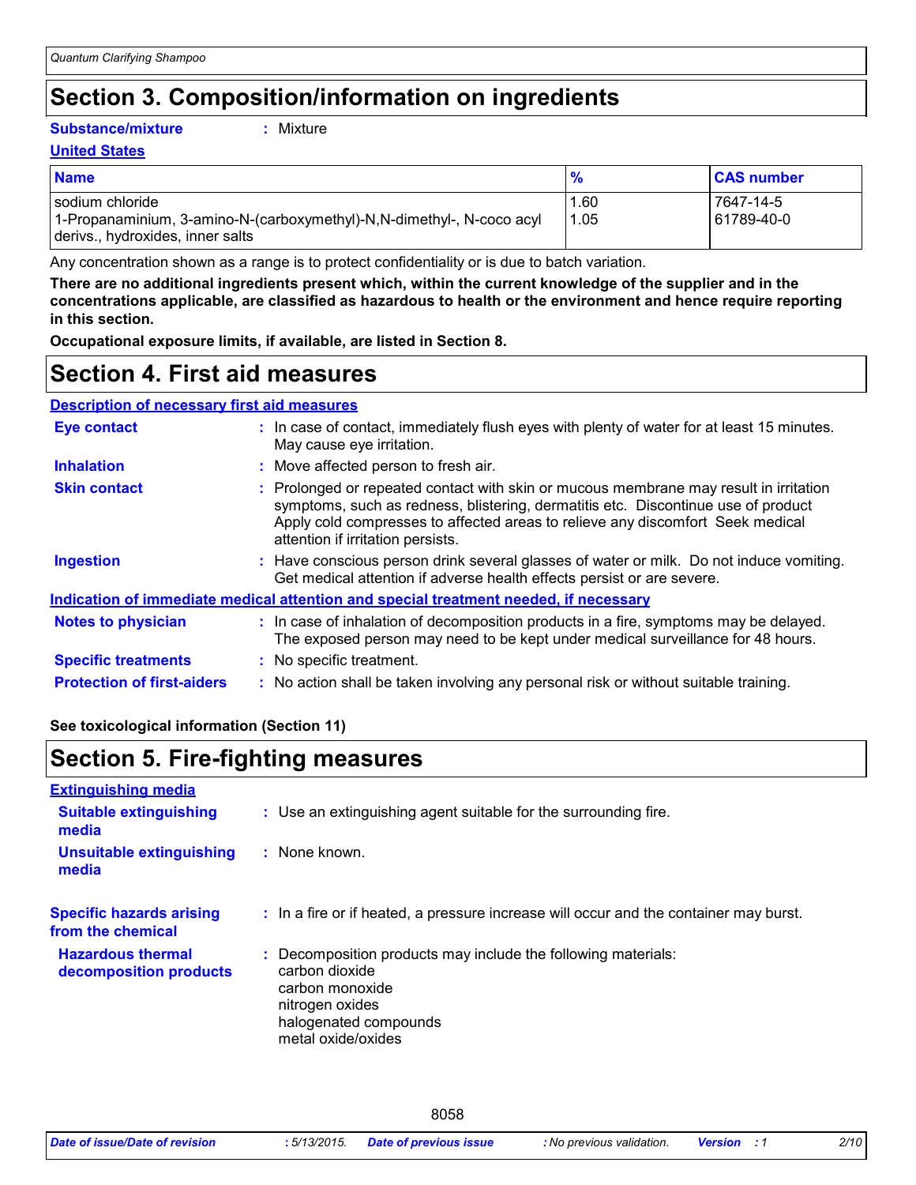# Section 3. Composition/information on ingredients

**Substance/mixture** : Mixture

**United States**

| Name | % | CAS number |
|---|---|---|
| sodium chloride | 1.60 | 7647-14-5 |
| 1-Propanaminium, 3-amino-N-(carboxymethyl)-N,N-dimethyl-, N-coco acyl derivs., hydroxides, inner salts | 1.05 | 61789-40-0 |

Any concentration shown as a range is to protect confidentiality or is due to batch variation.

**There are no additional ingredients present which, within the current knowledge of the supplier and in the concentrations applicable, are classified as hazardous to health or the environment and hence require reporting in this section.**

**Occupational exposure limits, if available, are listed in Section 8.**

# Section 4. First aid measures

**Description of necessary first aid measures**

**Eye contact** : In case of contact, immediately flush eyes with plenty of water for at least 15 minutes. May cause eye irritation.

**Inhalation** : Move affected person to fresh air.

**Skin contact** : Prolonged or repeated contact with skin or mucous membrane may result in irritation symptoms, such as redness, blistering, dermatitis etc. Discontinue use of product Apply cold compresses to affected areas to relieve any discomfort Seek medical attention if irritation persists.

**Ingestion** : Have conscious person drink several glasses of water or milk. Do not induce vomiting. Get medical attention if adverse health effects persist or are severe.

**Indication of immediate medical attention and special treatment needed, if necessary**

**Notes to physician** : In case of inhalation of decomposition products in a fire, symptoms may be delayed. The exposed person may need to be kept under medical surveillance for 48 hours.

**Specific treatments** : No specific treatment.

**Protection of first-aiders** : No action shall be taken involving any personal risk or without suitable training.

**See toxicological information (Section 11)**

# Section 5. Fire-fighting measures

**Extinguishing media**

**Suitable extinguishing media** : Use an extinguishing agent suitable for the surrounding fire.

**Unsuitable extinguishing media** : None known.

**Specific hazards arising from the chemical** : In a fire or if heated, a pressure increase will occur and the container may burst.

**Hazardous thermal decomposition products** : Decomposition products may include the following materials:
carbon dioxide
carbon monoxide
nitrogen oxides
halogenated compounds
metal oxide/oxides

8058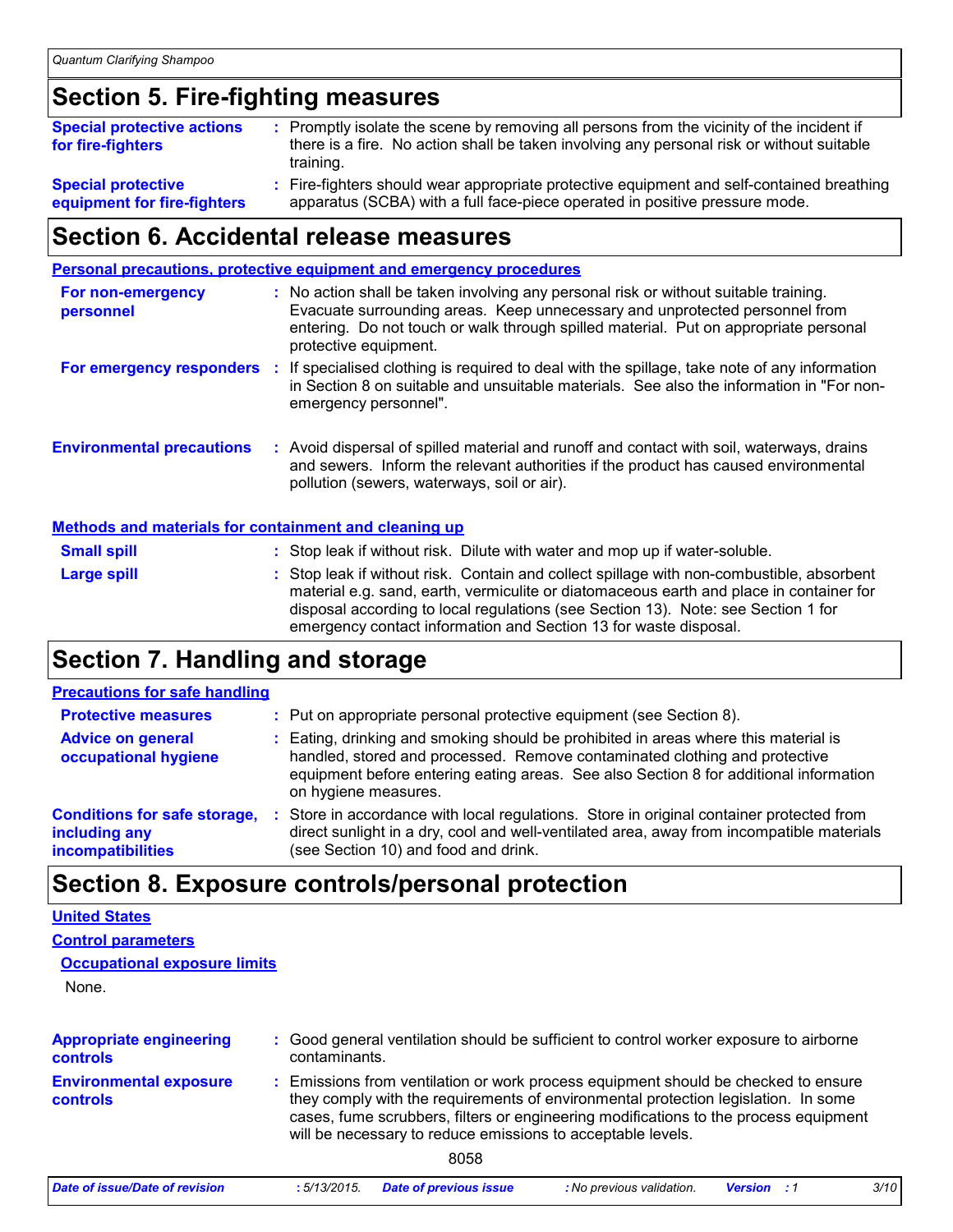## Section 5. Fire-fighting measures

**Special protective actions for fire-fighters** : Promptly isolate the scene by removing all persons from the vicinity of the incident if there is a fire. No action shall be taken involving any personal risk or without suitable training.

**Special protective equipment for fire-fighters** : Fire-fighters should wear appropriate protective equipment and self-contained breathing apparatus (SCBA) with a full face-piece operated in positive pressure mode.

## Section 6. Accidental release measures

### Personal precautions, protective equipment and emergency procedures

**For non-emergency personnel** : No action shall be taken involving any personal risk or without suitable training. Evacuate surrounding areas. Keep unnecessary and unprotected personnel from entering. Do not touch or walk through spilled material. Put on appropriate personal protective equipment.

**For emergency responders** : If specialised clothing is required to deal with the spillage, take note of any information in Section 8 on suitable and unsuitable materials. See also the information in "For non-emergency personnel".

**Environmental precautions** : Avoid dispersal of spilled material and runoff and contact with soil, waterways, drains and sewers. Inform the relevant authorities if the product has caused environmental pollution (sewers, waterways, soil or air).

### Methods and materials for containment and cleaning up

**Small spill** : Stop leak if without risk. Dilute with water and mop up if water-soluble.

**Large spill** : Stop leak if without risk. Contain and collect spillage with non-combustible, absorbent material e.g. sand, earth, vermiculite or diatomaceous earth and place in container for disposal according to local regulations (see Section 13). Note: see Section 1 for emergency contact information and Section 13 for waste disposal.

## Section 7. Handling and storage

### Precautions for safe handling

**Protective measures** : Put on appropriate personal protective equipment (see Section 8).

**Advice on general occupational hygiene** : Eating, drinking and smoking should be prohibited in areas where this material is handled, stored and processed. Remove contaminated clothing and protective equipment before entering eating areas. See also Section 8 for additional information on hygiene measures.

**Conditions for safe storage, including any incompatibilities** : Store in accordance with local regulations. Store in original container protected from direct sunlight in a dry, cool and well-ventilated area, away from incompatible materials (see Section 10) and food and drink.

## Section 8. Exposure controls/personal protection

### United States

### Control parameters

#### Occupational exposure limits

None.

**Appropriate engineering controls** : Good general ventilation should be sufficient to control worker exposure to airborne contaminants.

**Environmental exposure controls** : Emissions from ventilation or work process equipment should be checked to ensure they comply with the requirements of environmental protection legislation. In some cases, fume scrubbers, filters or engineering modifications to the process equipment will be necessary to reduce emissions to acceptable levels.

8058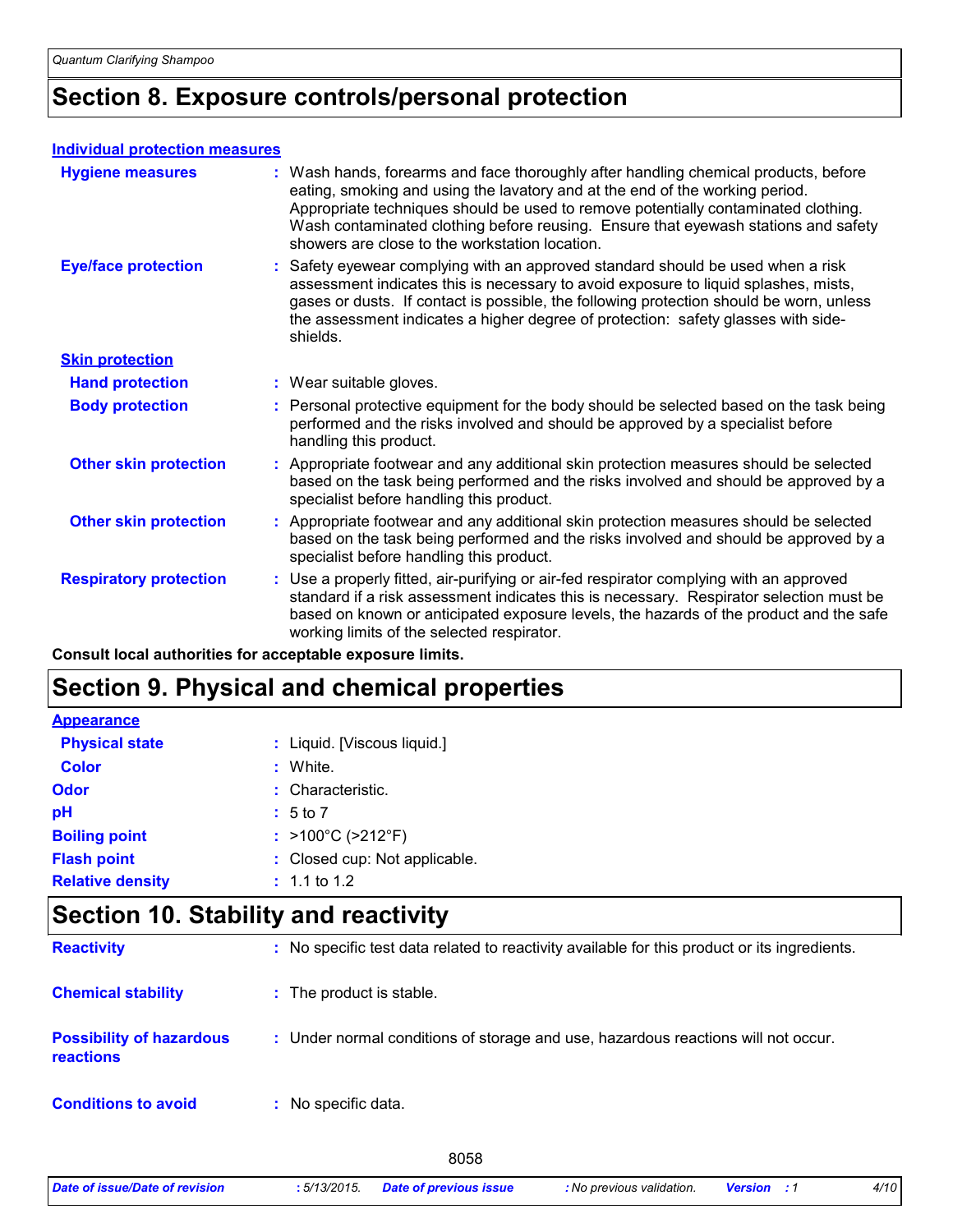## Section 8. Exposure controls/personal protection

**Individual protection measures**

| | |
|---|---|
| **Hygiene measures** | : Wash hands, forearms and face thoroughly after handling chemical products, before eating, smoking and using the lavatory and at the end of the working period. Appropriate techniques should be used to remove potentially contaminated clothing. Wash contaminated clothing before reusing. Ensure that eyewash stations and safety showers are close to the workstation location. |
| **Eye/face protection** | : Safety eyewear complying with an approved standard should be used when a risk assessment indicates this is necessary to avoid exposure to liquid splashes, mists, gases or dusts. If contact is possible, the following protection should be worn, unless the assessment indicates a higher degree of protection: safety glasses with side-shields. |
| **Skin protection** | |
| **Hand protection** | : Wear suitable gloves. |
| **Body protection** | : Personal protective equipment for the body should be selected based on the task being performed and the risks involved and should be approved by a specialist before handling this product. |
| **Other skin protection** | : Appropriate footwear and any additional skin protection measures should be selected based on the task being performed and the risks involved and should be approved by a specialist before handling this product. |
| **Other skin protection** | : Appropriate footwear and any additional skin protection measures should be selected based on the task being performed and the risks involved and should be approved by a specialist before handling this product. |
| **Respiratory protection** | : Use a properly fitted, air-purifying or air-fed respirator complying with an approved standard if a risk assessment indicates this is necessary. Respirator selection must be based on known or anticipated exposure levels, the hazards of the product and the safe working limits of the selected respirator. |

**Consult local authorities for acceptable exposure limits.**

## Section 9. Physical and chemical properties

**Appearance**

| | |
|---|---|
| **Physical state** | : Liquid. [Viscous liquid.] |
| **Color** | : White. |
| **Odor** | : Characteristic. |
| **pH** | : 5 to 7 |
| **Boiling point** | : >100°C (>212°F) |
| **Flash point** | : Closed cup: Not applicable. |
| **Relative density** | : 1.1 to 1.2 |

## Section 10. Stability and reactivity

| | |
|---|---|
| **Reactivity** | : No specific test data related to reactivity available for this product or its ingredients. |
| **Chemical stability** | : The product is stable. |
| **Possibility of hazardous reactions** | : Under normal conditions of storage and use, hazardous reactions will not occur. |
| **Conditions to avoid** | : No specific data. |

8058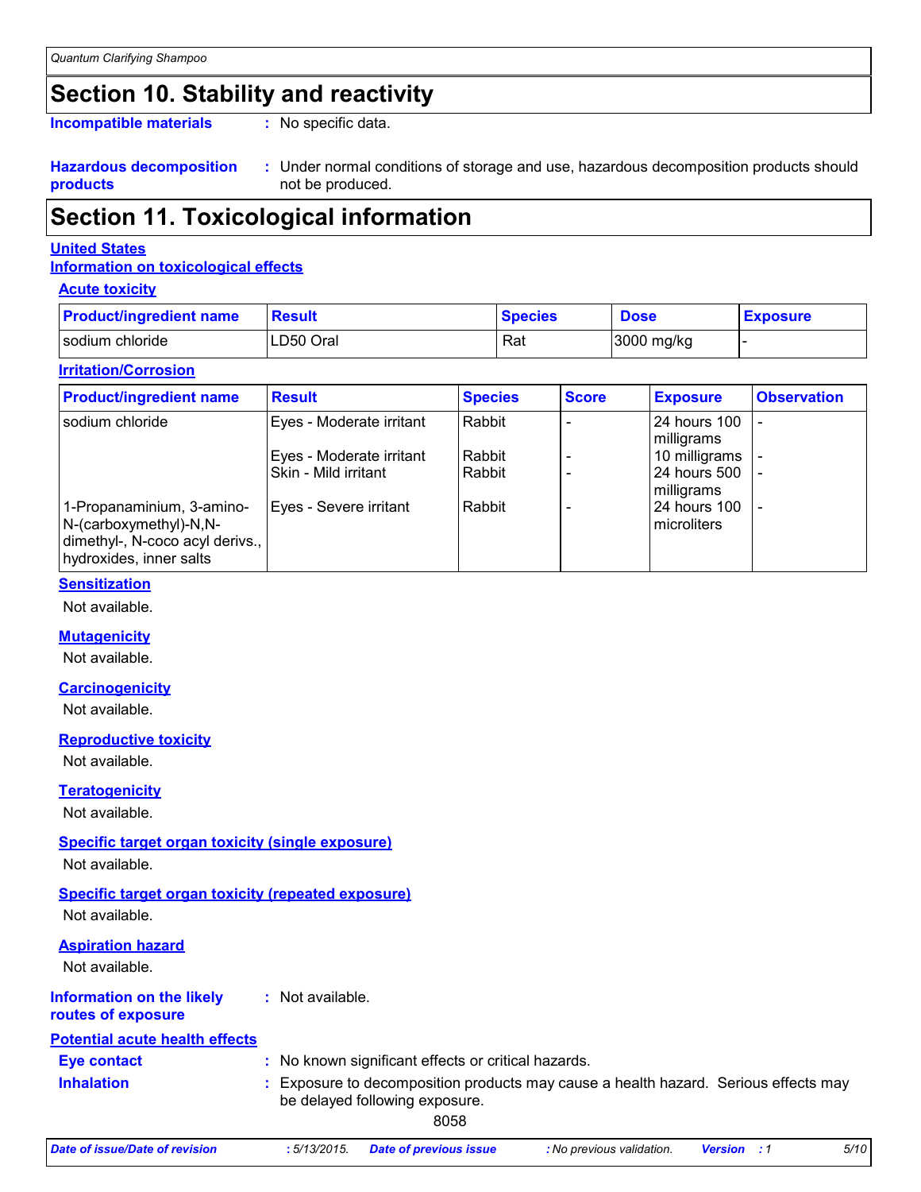# Section 10. Stability and reactivity

**Incompatible materials** : No specific data.

**Hazardous decomposition products** : Under normal conditions of storage and use, hazardous decomposition products should not be produced.

# Section 11. Toxicological information

## United States

### Information on toxicological effects

#### Acute toxicity

| Product/ingredient name | Result | Species | Dose | Exposure |
|---|---|---|---|---|
| sodium chloride | LD50 Oral | Rat | 3000 mg/kg | - |

#### Irritation/Corrosion

| Product/ingredient name | Result | Species | Score | Exposure | Observation |
|---|---|---|---|---|---|
| sodium chloride | Eyes - Moderate irritant | Rabbit | - | 24 hours 100 milligrams | - |
| | Eyes - Moderate irritant | Rabbit | - | 10 milligrams | - |
| | Skin - Mild irritant | Rabbit | - | 24 hours 500 milligrams | - |
| 1-Propanaminium, 3-amino-N-(carboxymethyl)-N,N-dimethyl-, N-coco acyl derivs., hydroxides, inner salts | Eyes - Severe irritant | Rabbit | - | 24 hours 100 microliters | - |

#### Sensitization

Not available.

#### Mutagenicity

Not available.

#### Carcinogenicity

Not available.

#### Reproductive toxicity

Not available.

#### Teratogenicity

Not available.

#### Specific target organ toxicity (single exposure)

Not available.

#### Specific target organ toxicity (repeated exposure)

Not available.

#### Aspiration hazard

Not available.

**Information on the likely routes of exposure** : Not available.

### Potential acute health effects

**Eye contact** : No known significant effects or critical hazards.

**Inhalation** : Exposure to decomposition products may cause a health hazard. Serious effects may be delayed following exposure.

8058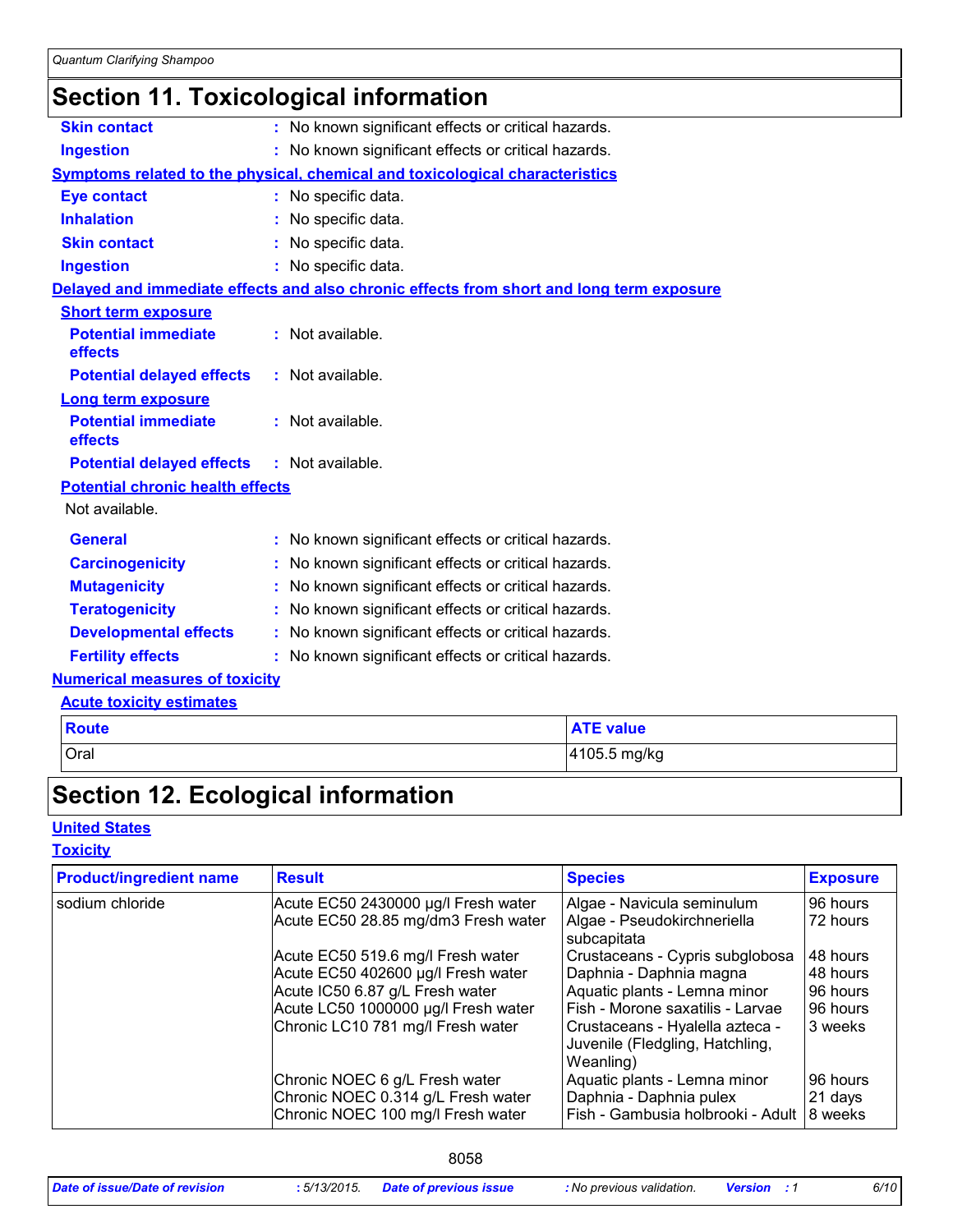## Section 11. Toxicological information

**Skin contact** : No known significant effects or critical hazards.

**Ingestion** : No known significant effects or critical hazards.

**Symptoms related to the physical, chemical and toxicological characteristics**

**Eye contact** : No specific data.

**Inhalation** : No specific data.

**Skin contact** : No specific data.

**Ingestion** : No specific data.

**Delayed and immediate effects and also chronic effects from short and long term exposure**

**Short term exposure**

**Potential immediate effects** : Not available.

**Potential delayed effects** : Not available.

**Long term exposure**

**Potential immediate effects** : Not available.

**Potential delayed effects** : Not available.

**Potential chronic health effects**

Not available.

**General** : No known significant effects or critical hazards.

**Carcinogenicity** : No known significant effects or critical hazards.

**Mutagenicity** : No known significant effects or critical hazards.

**Teratogenicity** : No known significant effects or critical hazards.

**Developmental effects** : No known significant effects or critical hazards.

**Fertility effects** : No known significant effects or critical hazards.

**Numerical measures of toxicity**

**Acute toxicity estimates**

| Route | ATE value |
|---|---|
| Oral | 4105.5 mg/kg |

## Section 12. Ecological information

**United States**

**Toxicity**

| Product/ingredient name | Result | Species | Exposure |
|---|---|---|---|
| sodium chloride | Acute EC50 2430000 µg/l Fresh water | Algae - Navicula seminulum | 96 hours |
| | Acute EC50 28.85 mg/dm3 Fresh water | Algae - Pseudokirchneriella subcapitata | 72 hours |
| | Acute EC50 519.6 mg/l Fresh water | Crustaceans - Cypris subglobosa | 48 hours |
| | Acute EC50 402600 µg/l Fresh water | Daphnia - Daphnia magna | 48 hours |
| | Acute IC50 6.87 g/L Fresh water | Aquatic plants - Lemna minor | 96 hours |
| | Acute LC50 1000000 µg/l Fresh water | Fish - Morone saxatilis - Larvae | 96 hours |
| | Chronic LC10 781 mg/l Fresh water | Crustaceans - Hyalella azteca - Juvenile (Fledgling, Hatchling, Weanling) | 3 weeks |
| | Chronic NOEC 6 g/L Fresh water | Aquatic plants - Lemna minor | 96 hours |
| | Chronic NOEC 0.314 g/L Fresh water | Daphnia - Daphnia pulex | 21 days |
| | Chronic NOEC 100 mg/l Fresh water | Fish - Gambusia holbrooki - Adult | 8 weeks |

8058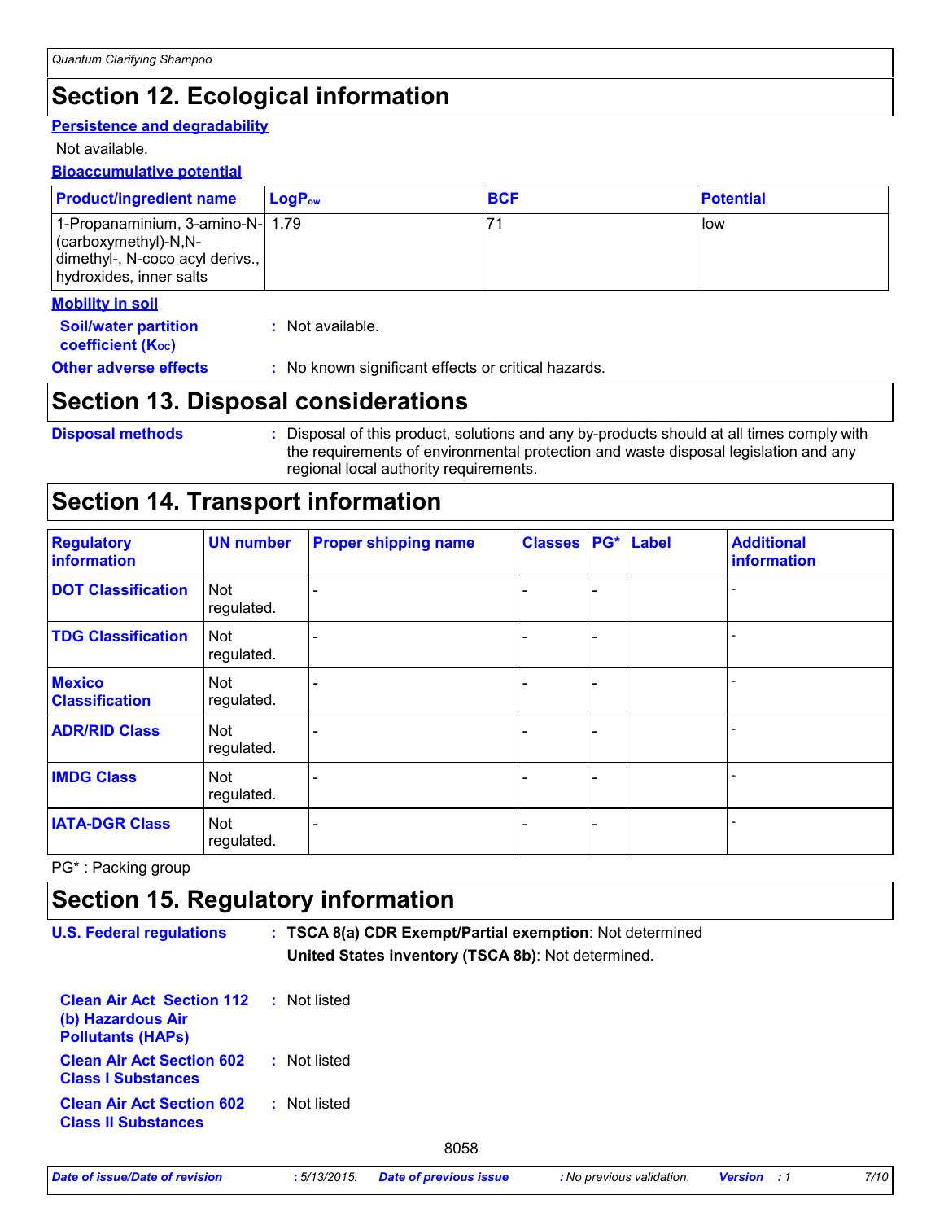## Section 12. Ecological information

**Persistence and degradability**

Not available.

**Bioaccumulative potential**

| Product/ingredient name | $LogP_{ow}$ | BCF | Potential |
|---|---|---|---|
| 1-Propanaminium, 3-amino-N-(carboxymethyl)-N,N-dimethyl-, N-coco acyl derivs., hydroxides, inner salts | 1.79 | 71 | low |

**Mobility in soil**

**Soil/water partition coefficient ($K_{OC}$)** : Not available.

**Other adverse effects** : No known significant effects or critical hazards.

## Section 13. Disposal considerations

**Disposal methods** : Disposal of this product, solutions and any by-products should at all times comply with the requirements of environmental protection and waste disposal legislation and any regional local authority requirements.

## Section 14. Transport information

| Regulatory information | UN number | Proper shipping name | Classes | PG* | Label | Additional information |
|---|---|---|---|---|---|---|
| DOT Classification | Not regulated. | - | - | - | | - |
| TDG Classification | Not regulated. | - | - | - | | - |
| Mexico Classification | Not regulated. | - | - | - | | - |
| ADR/RID Class | Not regulated. | - | - | - | | - |
| IMDG Class | Not regulated. | - | - | - | | - |
| IATA-DGR Class | Not regulated. | - | - | - | | - |

PG* : Packing group

## Section 15. Regulatory information

**U.S. Federal regulations** : **TSCA 8(a) CDR Exempt/Partial exemption**: Not determined

**United States inventory (TSCA 8b)**: Not determined.

**Clean Air Act Section 112 (b) Hazardous Air Pollutants (HAPs)** : Not listed

**Clean Air Act Section 602 Class I Substances** : Not listed

**Clean Air Act Section 602 Class II Substances** : Not listed

8058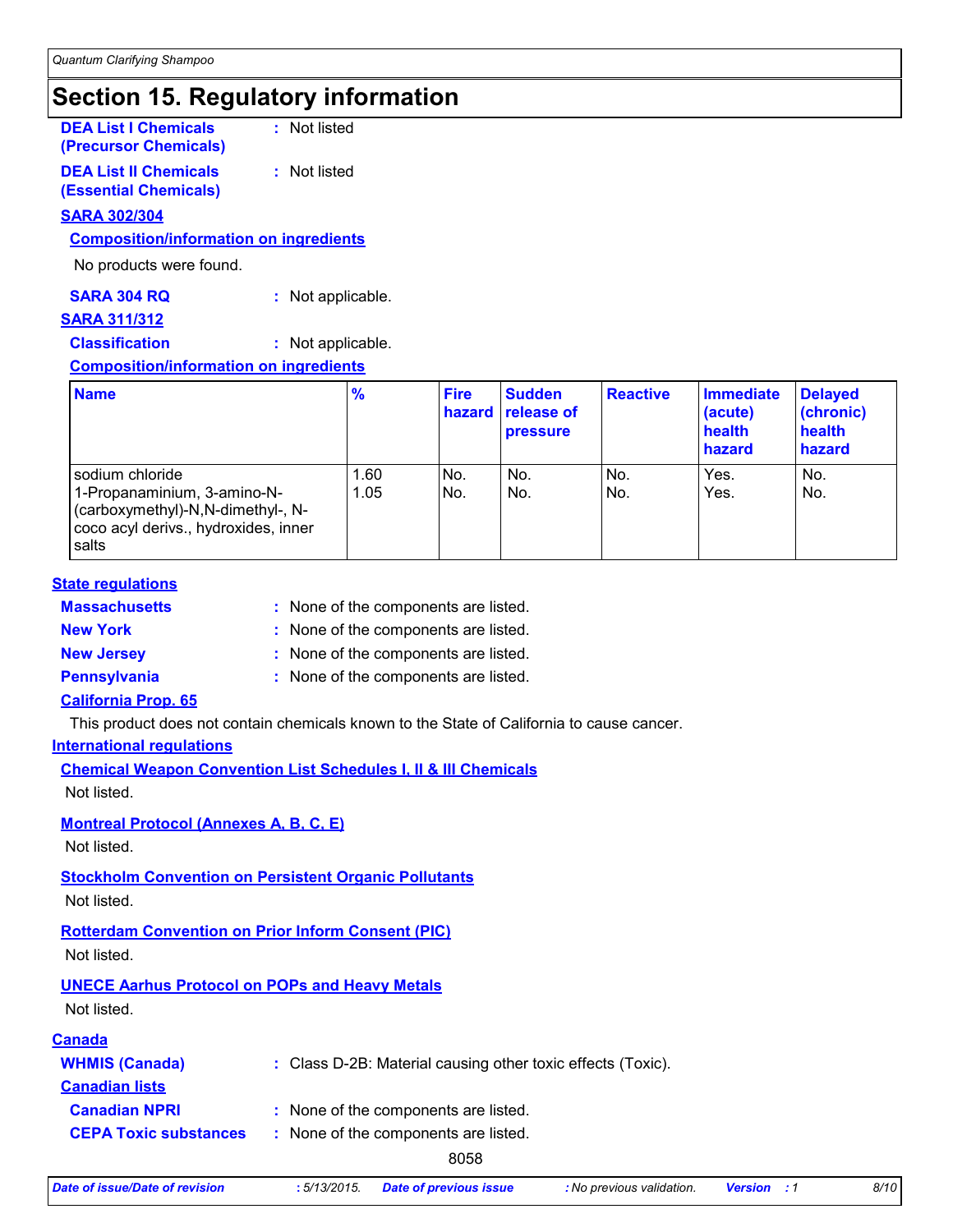# Section 15. Regulatory information

**DEA List I Chemicals (Precursor Chemicals)** : Not listed

**DEA List II Chemicals (Essential Chemicals)** : Not listed

**SARA 302/304**

**Composition/information on ingredients**

No products were found.

**SARA 304 RQ** : Not applicable.

**SARA 311/312**

**Classification** : Not applicable.

**Composition/information on ingredients**

| Name | % | Fire hazard | Sudden release of pressure | Reactive | Immediate (acute) health hazard | Delayed (chronic) health hazard |
|---|---|---|---|---|---|---|
| sodium chloride | 1.60 | No. | No. | No. | Yes. | No. |
| 1-Propanaminium, 3-amino-N-(carboxymethyl)-N,N-dimethyl-, N-coco acyl derivs., hydroxides, inner salts | 1.05 | No. | No. | No. | Yes. | No. |

**State regulations**

**Massachusetts** : None of the components are listed.

**New York** : None of the components are listed.

**New Jersey** : None of the components are listed.

**Pennsylvania** : None of the components are listed.

**California Prop. 65**

This product does not contain chemicals known to the State of California to cause cancer.

**International regulations**

**Chemical Weapon Convention List Schedules I, II & III Chemicals**

Not listed.

**Montreal Protocol (Annexes A, B, C, E)**

Not listed.

**Stockholm Convention on Persistent Organic Pollutants**

Not listed.

**Rotterdam Convention on Prior Inform Consent (PIC)**

Not listed.

**UNECE Aarhus Protocol on POPs and Heavy Metals**

Not listed.

**Canada**

**WHMIS (Canada)** : Class D-2B: Material causing other toxic effects (Toxic).

**Canadian lists**

**Canadian NPRI** : None of the components are listed.

**CEPA Toxic substances** : None of the components are listed.

8058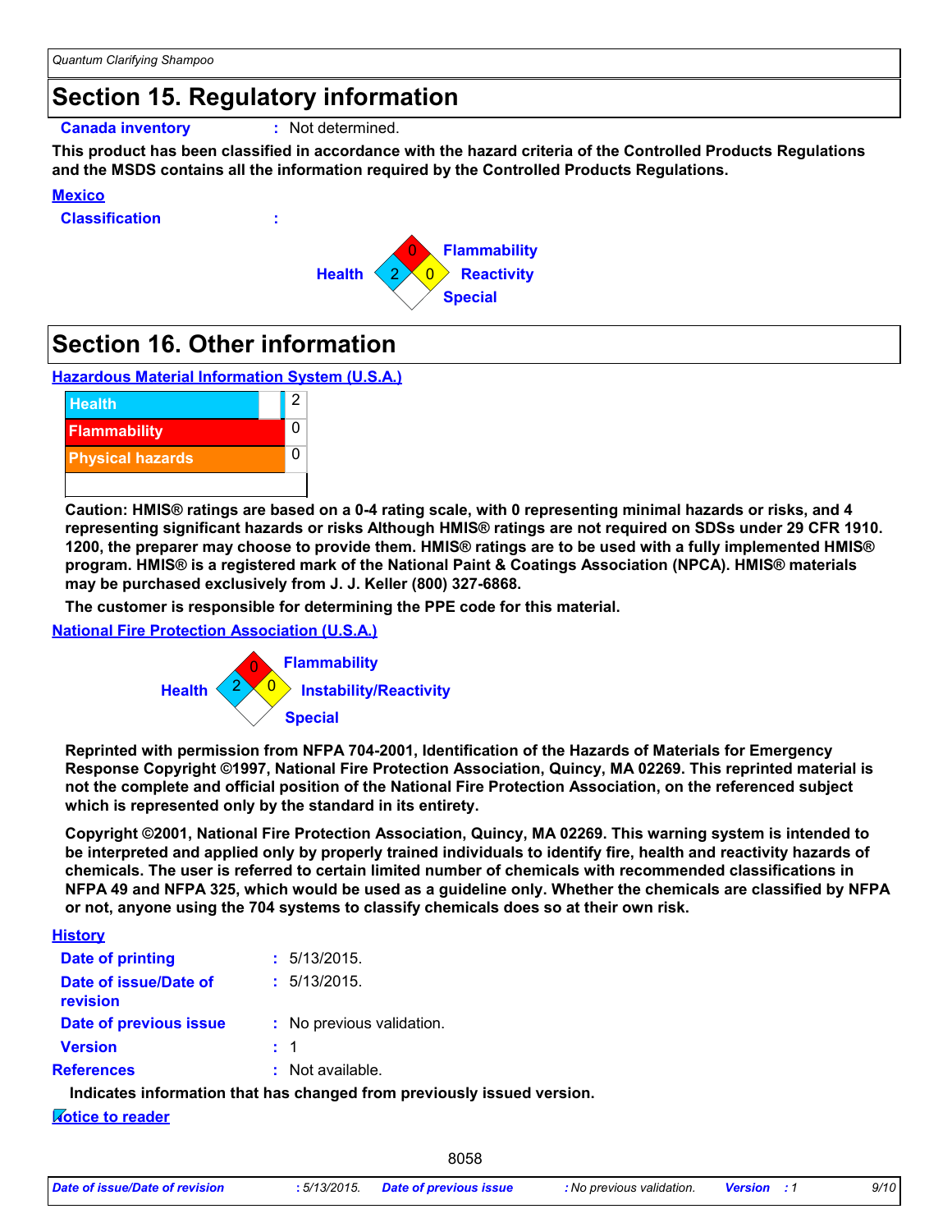## Section 15. Regulatory information

**Canada inventory** : Not determined.

**This product has been classified in accordance with the hazard criteria of the Controlled Products Regulations and the MSDS contains all the information required by the Controlled Products Regulations.**

**Mexico**

**Classification** :

| Health | Flammability | Reactivity | Special |
|---|---|---|---|
| 2 | 0 | 0 | |

## Section 16. Other information

**Hazardous Material Information System (U.S.A.)**

| | |
|---|---|
| Health | 2 |
| Flammability | 0 |
| Physical hazards | 0 |

**Caution: HMIS® ratings are based on a 0-4 rating scale, with 0 representing minimal hazards or risks, and 4 representing significant hazards or risks Although HMIS® ratings are not required on SDSs under 29 CFR 1910. 1200, the preparer may choose to provide them. HMIS® ratings are to be used with a fully implemented HMIS® program. HMIS® is a registered mark of the National Paint & Coatings Association (NPCA). HMIS® materials may be purchased exclusively from J. J. Keller (800) 327-6868.**

**The customer is responsible for determining the PPE code for this material.**

**National Fire Protection Association (U.S.A.)**

| Health | Flammability | Instability/Reactivity | Special |
|---|---|---|---|
| 2 | 0 | 0 | |

**Reprinted with permission from NFPA 704-2001, Identification of the Hazards of Materials for Emergency Response Copyright ©1997, National Fire Protection Association, Quincy, MA 02269. This reprinted material is not the complete and official position of the National Fire Protection Association, on the referenced subject which is represented only by the standard in its entirety.**

**Copyright ©2001, National Fire Protection Association, Quincy, MA 02269. This warning system is intended to be interpreted and applied only by properly trained individuals to identify fire, health and reactivity hazards of chemicals. The user is referred to certain limited number of chemicals with recommended classifications in NFPA 49 and NFPA 325, which would be used as a guideline only. Whether the chemicals are classified by NFPA or not, anyone using the 704 systems to classify chemicals does so at their own risk.**

**History**

**Date of printing** : 5/13/2015.

**Date of issue/Date of revision** : 5/13/2015.

**Date of previous issue** : No previous validation.

**Version** : 1

**References** : Not available.

**Indicates information that has changed from previously issued version.**

**Notice to reader**

8058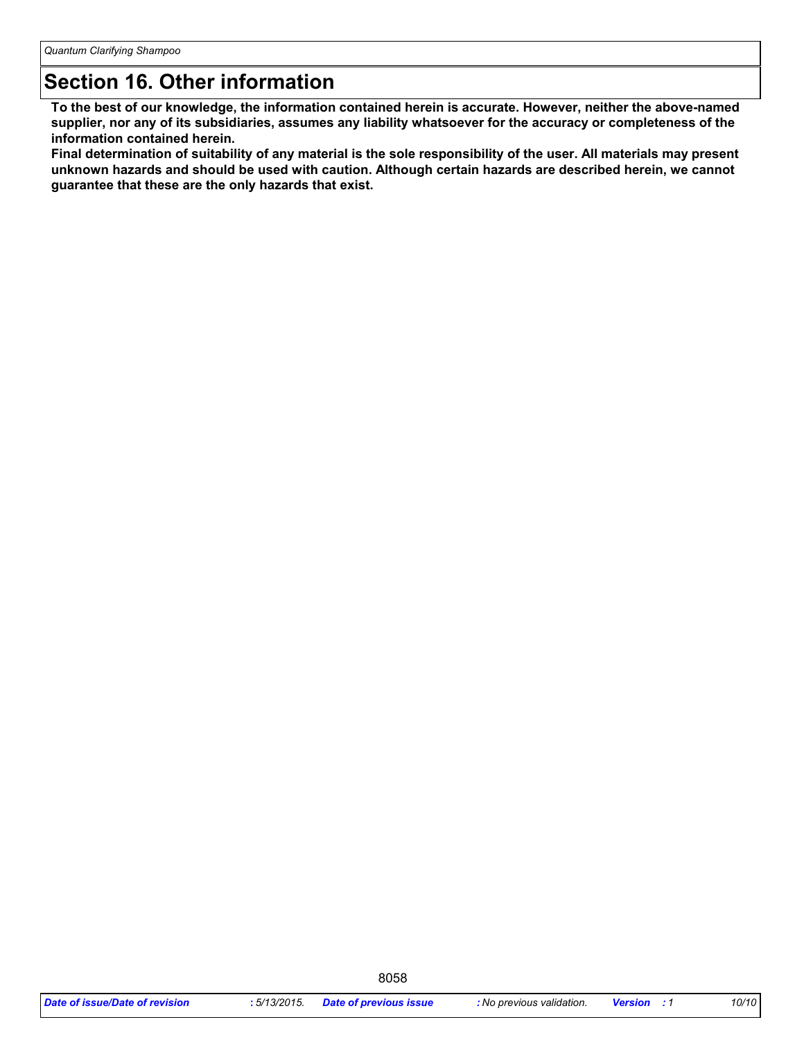## Section 16. Other information

**To the best of our knowledge, the information contained herein is accurate. However, neither the above-named supplier, nor any of its subsidiaries, assumes any liability whatsoever for the accuracy or completeness of the information contained herein.**
**Final determination of suitability of any material is the sole responsibility of the user. All materials may present unknown hazards and should be used with caution. Although certain hazards are described herein, we cannot guarantee that these are the only hazards that exist.**